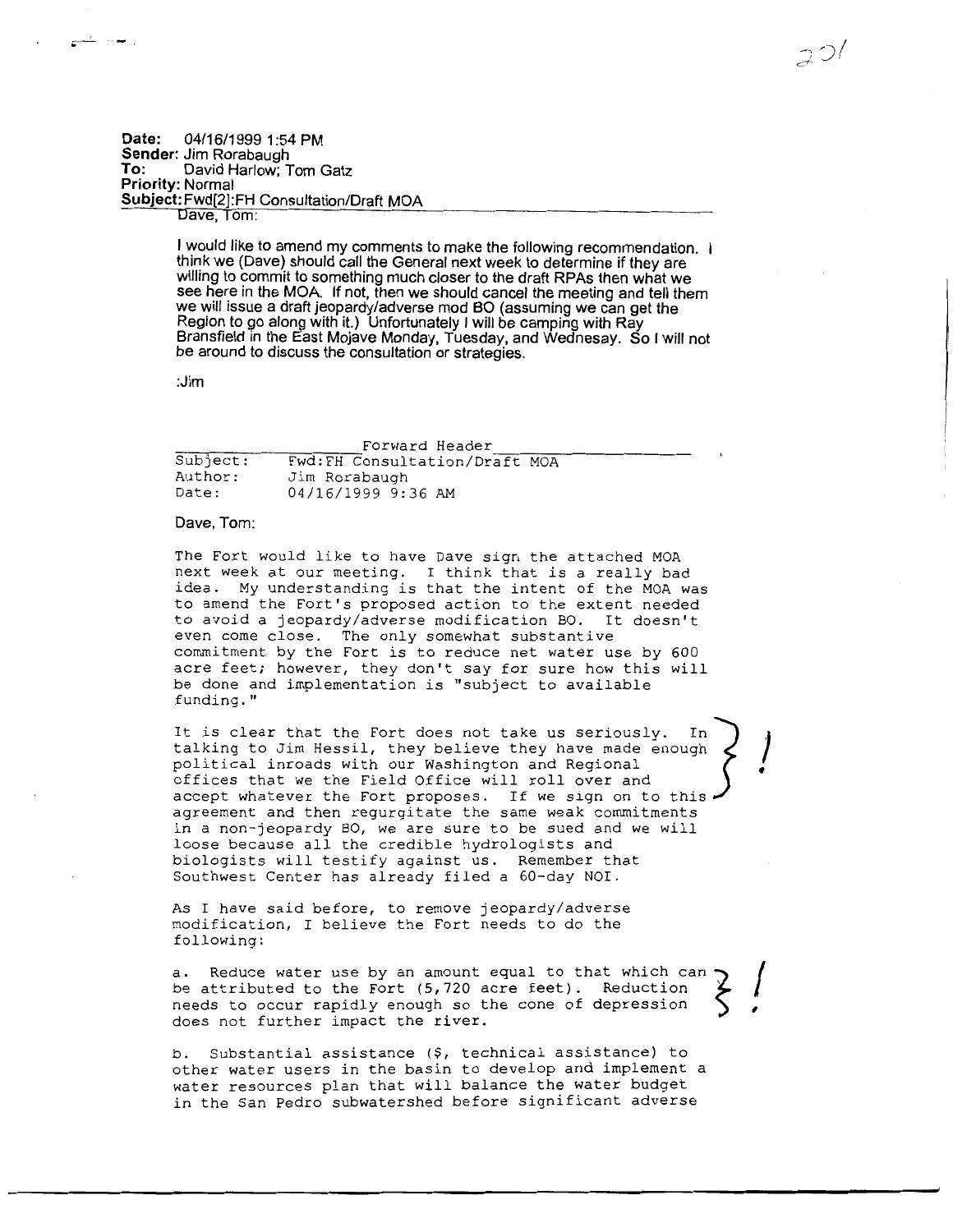**Date:** 04/16/1999 1:54 PM
**Sender:** Jim Rorabaugh
**To:** David Harlow; Tom Gatz
**Priority:** Normal
**Subject:** Fwd[2]:FH Consultation/Draft MOA

Dave, Tom:

I would like to amend my comments to make the following recommendation. I think we (Dave) should call the General next week to determine if they are willing to commit to something much closer to the draft RPAs then what we see here in the MOA. If not, then we should cancel the meeting and tell them we will issue a draft jeopardy/adverse mod BO (assuming we can get the Region to go along with it.) Unfortunately I will be camping with Ray Bransfield in the East Mojave Monday, Tuesday, and Wednesay. So I will not be around to discuss the consultation or strategies.

:Jim

Forward Header

| | |
|---|---|
| Subject: | Fwd:FH Consultation/Draft MOA |
| Author: | Jim Rorabaugh |
| Date: | 04/16/1999 9:36 AM |

Dave, Tom:

The Fort would like to have Dave sign the attached MOA next week at our meeting. I think that is a really bad idea. My understanding is that the intent of the MOA was to amend the Fort's proposed action to the extent needed to avoid a jeopardy/adverse modification BO. It doesn't even come close. The only somewhat substantive commitment by the Fort is to reduce net water use by 600 acre feet; however, they don't say for sure how this will be done and implementation is "subject to available funding."

It is clear that the Fort does not take us seriously. In talking to Jim Hessil, they believe they have made enough political inroads with our Washington and Regional offices that we the Field Office will roll over and accept whatever the Fort proposes. If we sign on to this agreement and then regurgitate the same weak commitments in a non-jeopardy BO, we are sure to be sued and we will loose because all the credible hydrologists and biologists will testify against us. Remember that Southwest Center has already filed a 60-day NOI. !

As I have said before, to remove jeopardy/adverse modification, I believe the Fort needs to do the following:

a. Reduce water use by an amount equal to that which can be attributed to the Fort (5,720 acre feet). Reduction needs to occur rapidly enough so the cone of depression does not further impact the river. !

b. Substantial assistance ($, technical assistance) to other water users in the basin to develop and implement a water resources plan that will balance the water budget in the San Pedro subwatershed before significant adverse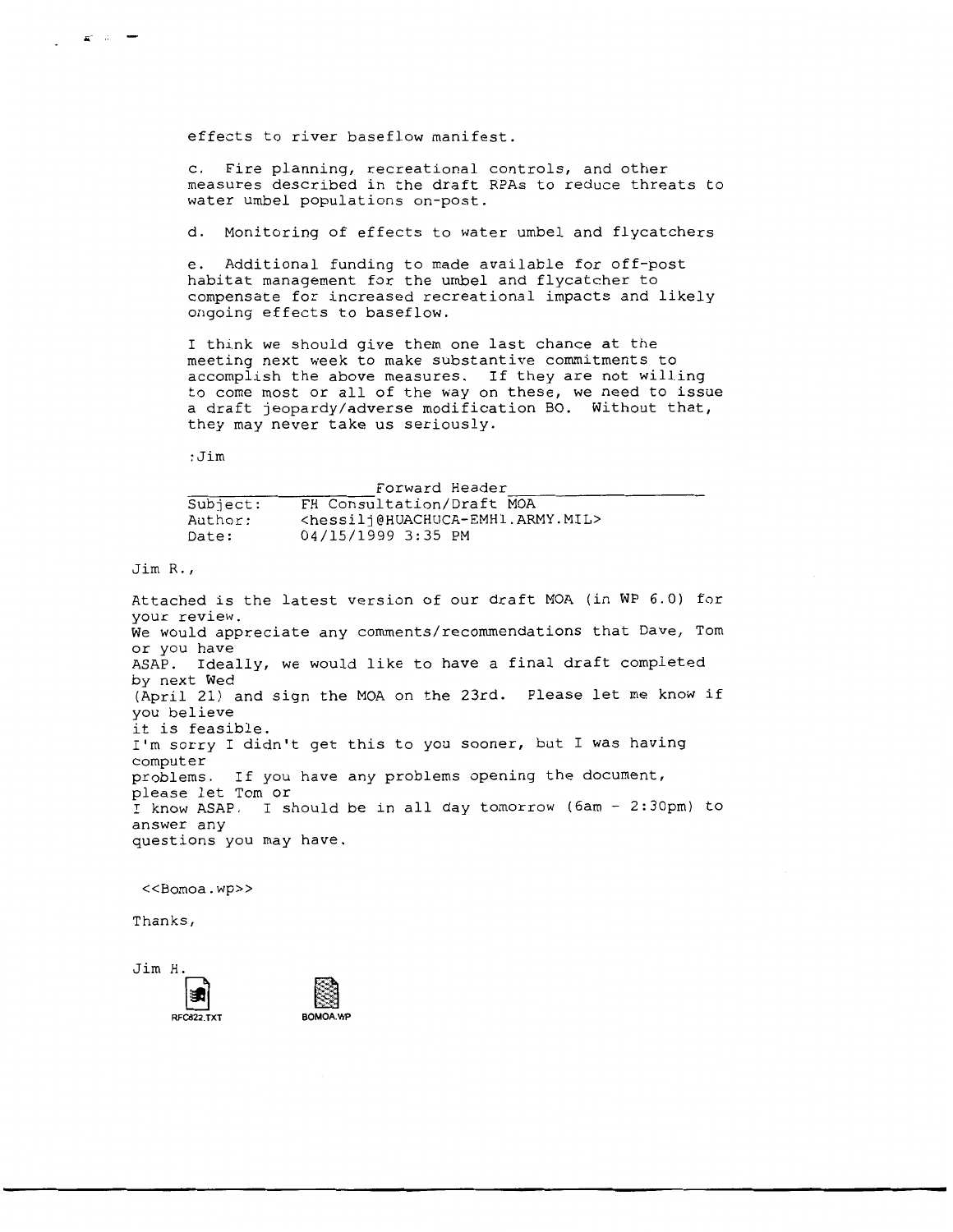effects to river baseflow manifest.

c. Fire planning, recreational controls, and other measures described in the draft RPAs to reduce threats to water umbel populations on-post.

d. Monitoring of effects to water umbel and flycatchers

e. Additional funding to made available for off-post habitat management for the umbel and flycatcher to compensate for increased recreational impacts and likely ongoing effects to baseflow.

I think we should give them one last chance at the meeting next week to make substantive commitments to accomplish the above measures. If they are not willing to come most or all of the way on these, we need to issue a draft jeopardy/adverse modification BO. Without that, they may never take us seriously.

:Jim

Forward Header

| | |
|---|---|
| Subject: | FH Consultation/Draft MOA |
| Author: | <hessilj@HUACHUCA-EMH1.ARMY.MIL> |
| Date: | 04/15/1999 3:35 PM |

Jim R.,

Attached is the latest version of our draft MOA (in WP 6.0) for your review.
We would appreciate any comments/recommendations that Dave, Tom or you have
ASAP. Ideally, we would like to have a final draft completed by next Wed
(April 21) and sign the MOA on the 23rd. Please let me know if you believe
it is feasible.
I'm sorry I didn't get this to you sooner, but I was having computer
problems. If you have any problems opening the document, please let Tom or
I know ASAP. I should be in all day tomorrow (6am - 2:30pm) to answer any
questions you may have.

<<Bomoa.wp>>

Thanks,

Jim H.

RFC822.TXT BOMOA.WP